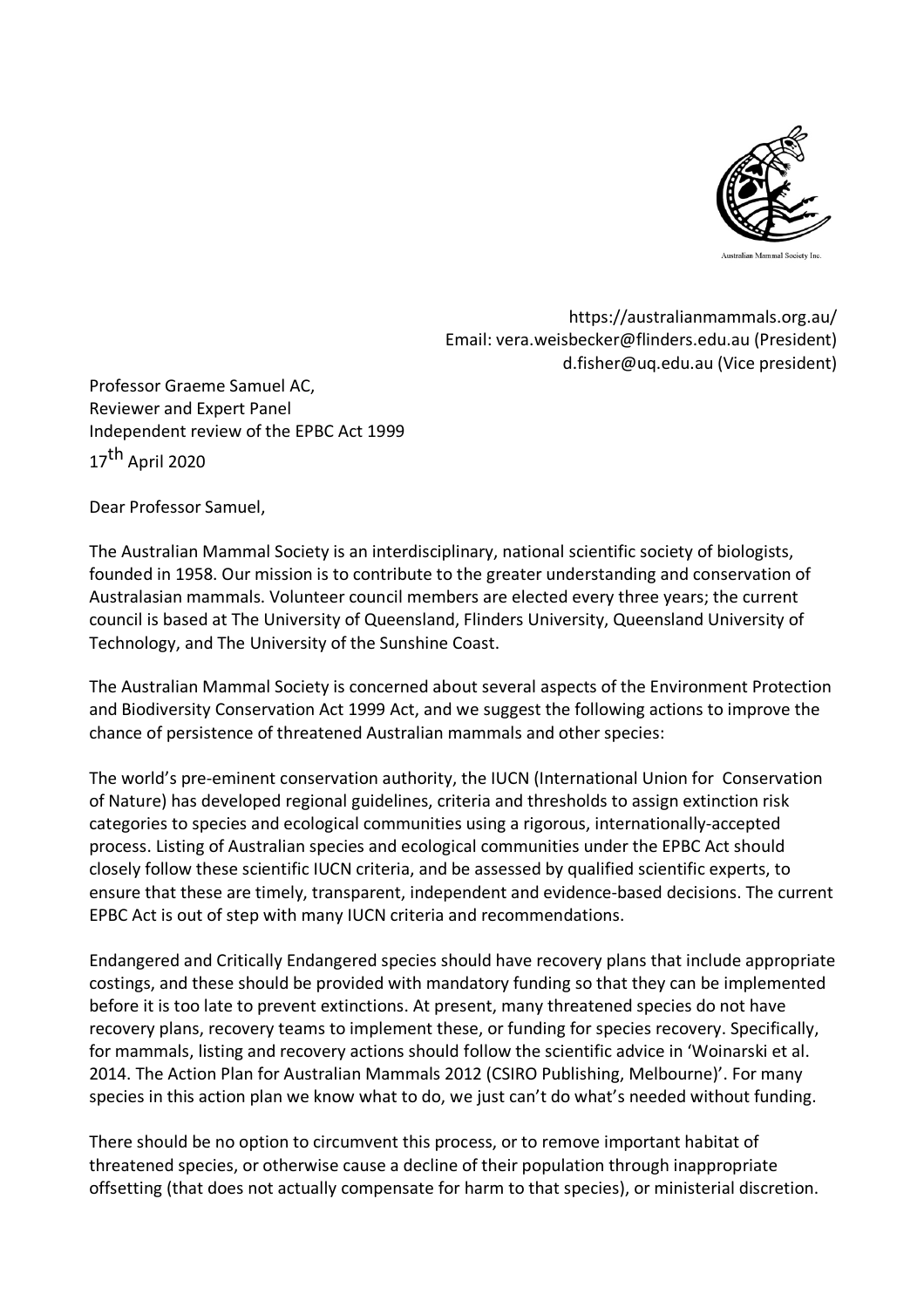Australian Mammal Society Inc.

https://australianmammals.org.au/
Email: vera.weisbecker@flinders.edu.au (President)
d.fisher@uq.edu.au (Vice president)

Professor Graeme Samuel AC,
Reviewer and Expert Panel
Independent review of the EPBC Act 1999
17th April 2020

Dear Professor Samuel,

The Australian Mammal Society is an interdisciplinary, national scientific society of biologists, founded in 1958. Our mission is to contribute to the greater understanding and conservation of Australasian mammals. Volunteer council members are elected every three years; the current council is based at The University of Queensland, Flinders University, Queensland University of Technology, and The University of the Sunshine Coast.

The Australian Mammal Society is concerned about several aspects of the Environment Protection and Biodiversity Conservation Act 1999 Act, and we suggest the following actions to improve the chance of persistence of threatened Australian mammals and other species:

The world's pre-eminent conservation authority, the IUCN (International Union for Conservation of Nature) has developed regional guidelines, criteria and thresholds to assign extinction risk categories to species and ecological communities using a rigorous, internationally-accepted process. Listing of Australian species and ecological communities under the EPBC Act should closely follow these scientific IUCN criteria, and be assessed by qualified scientific experts, to ensure that these are timely, transparent, independent and evidence-based decisions. The current EPBC Act is out of step with many IUCN criteria and recommendations.

Endangered and Critically Endangered species should have recovery plans that include appropriate costings, and these should be provided with mandatory funding so that they can be implemented before it is too late to prevent extinctions. At present, many threatened species do not have recovery plans, recovery teams to implement these, or funding for species recovery. Specifically, for mammals, listing and recovery actions should follow the scientific advice in 'Woinarski et al. 2014. The Action Plan for Australian Mammals 2012 (CSIRO Publishing, Melbourne)'. For many species in this action plan we know what to do, we just can't do what's needed without funding.

There should be no option to circumvent this process, or to remove important habitat of threatened species, or otherwise cause a decline of their population through inappropriate offsetting (that does not actually compensate for harm to that species), or ministerial discretion.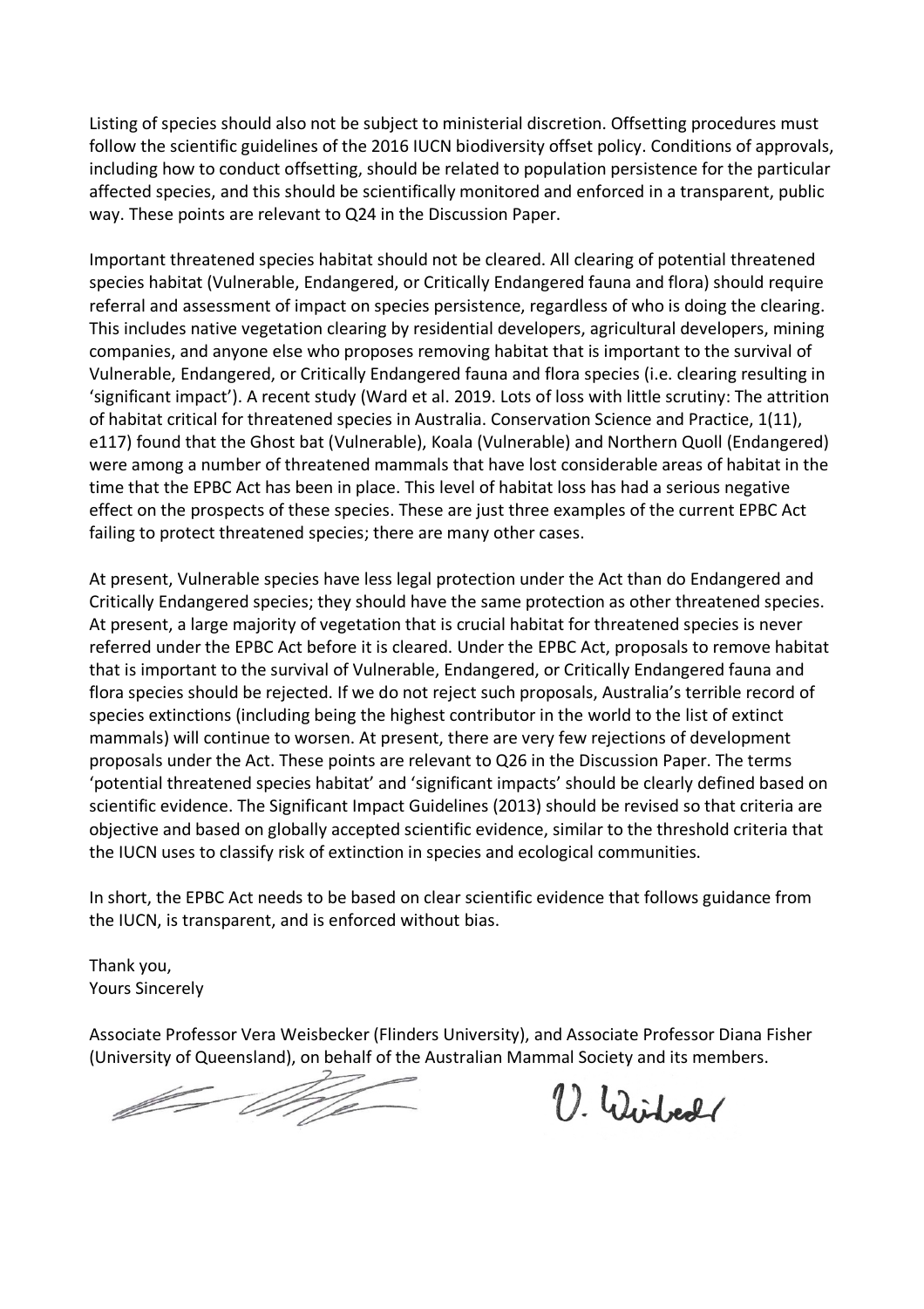Listing of species should also not be subject to ministerial discretion. Offsetting procedures must follow the scientific guidelines of the 2016 IUCN biodiversity offset policy. Conditions of approvals, including how to conduct offsetting, should be related to population persistence for the particular affected species, and this should be scientifically monitored and enforced in a transparent, public way. These points are relevant to Q24 in the Discussion Paper.

Important threatened species habitat should not be cleared. All clearing of potential threatened species habitat (Vulnerable, Endangered, or Critically Endangered fauna and flora) should require referral and assessment of impact on species persistence, regardless of who is doing the clearing. This includes native vegetation clearing by residential developers, agricultural developers, mining companies, and anyone else who proposes removing habitat that is important to the survival of Vulnerable, Endangered, or Critically Endangered fauna and flora species (i.e. clearing resulting in 'significant impact'). A recent study (Ward et al. 2019. Lots of loss with little scrutiny: The attrition of habitat critical for threatened species in Australia. Conservation Science and Practice, 1(11), e117) found that the Ghost bat (Vulnerable), Koala (Vulnerable) and Northern Quoll (Endangered) were among a number of threatened mammals that have lost considerable areas of habitat in the time that the EPBC Act has been in place. This level of habitat loss has had a serious negative effect on the prospects of these species. These are just three examples of the current EPBC Act failing to protect threatened species; there are many other cases.

At present, Vulnerable species have less legal protection under the Act than do Endangered and Critically Endangered species; they should have the same protection as other threatened species. At present, a large majority of vegetation that is crucial habitat for threatened species is never referred under the EPBC Act before it is cleared. Under the EPBC Act, proposals to remove habitat that is important to the survival of Vulnerable, Endangered, or Critically Endangered fauna and flora species should be rejected. If we do not reject such proposals, Australia's terrible record of species extinctions (including being the highest contributor in the world to the list of extinct mammals) will continue to worsen. At present, there are very few rejections of development proposals under the Act. These points are relevant to Q26 in the Discussion Paper. The terms 'potential threatened species habitat' and 'significant impacts' should be clearly defined based on scientific evidence. The Significant Impact Guidelines (2013) should be revised so that criteria are objective and based on globally accepted scientific evidence, similar to the threshold criteria that the IUCN uses to classify risk of extinction in species and ecological communities.

In short, the EPBC Act needs to be based on clear scientific evidence that follows guidance from the IUCN, is transparent, and is enforced without bias.

Thank you,
Yours Sincerely

Associate Professor Vera Weisbecker (Flinders University), and Associate Professor Diana Fisher (University of Queensland), on behalf of the Australian Mammal Society and its members.